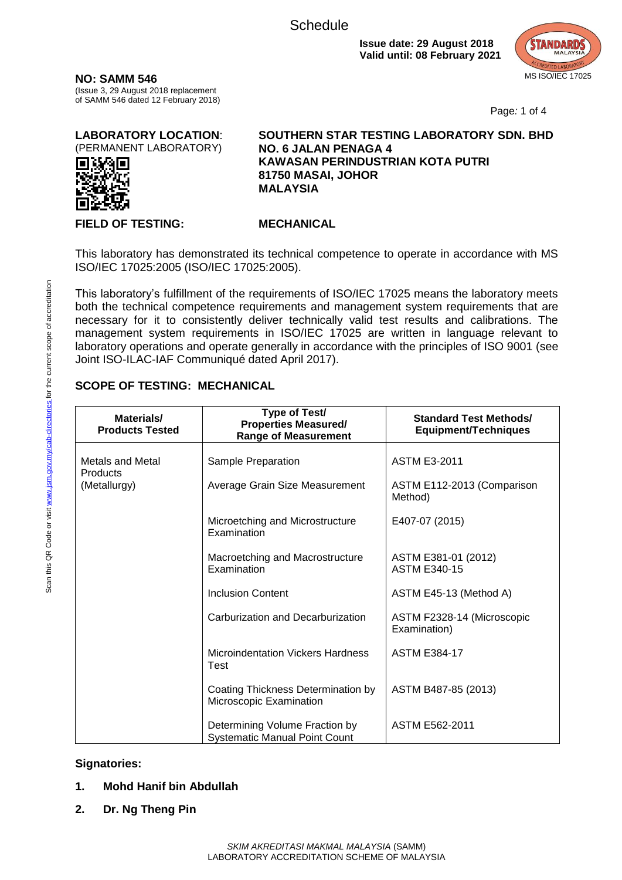Schedule

**Issue date: 29 August 2018**
**Valid until: 08 February 2021**

MS ISO/IEC 17025

**NO: SAMM 546**
(Issue 3, 29 August 2018 replacement of SAMM 546 dated 12 February 2018)

**LABORATORY LOCATION**:
(PERMANENT LABORATORY)

**SOUTHERN STAR TESTING LABORATORY SDN. BHD**
**NO. 6 JALAN PENAGA 4**
**KAWASAN PERINDUSTRIAN KOTA PUTRI**
**81750 MASAI, JOHOR**
**MALAYSIA**

**FIELD OF TESTING:** **MECHANICAL**

This laboratory has demonstrated its technical competence to operate in accordance with MS ISO/IEC 17025:2005 (ISO/IEC 17025:2005).

This laboratory's fulfillment of the requirements of ISO/IEC 17025 means the laboratory meets both the technical competence requirements and management system requirements that are necessary for it to consistently deliver technically valid test results and calibrations. The management system requirements in ISO/IEC 17025 are written in language relevant to laboratory operations and operate generally in accordance with the principles of ISO 9001 (see Joint ISO-ILAC-IAF Communiqué dated April 2017).

Scan this QR Code or visit www.jsm.gov.my/cab-directories for the current scope of accreditation

## SCOPE OF TESTING: MECHANICAL

| Materials/ Products Tested | Type of Test/ Properties Measured/ Range of Measurement | Standard Test Methods/ Equipment/Techniques |
|---|---|---|
| Metals and Metal Products (Metallurgy) | Sample Preparation | ASTM E3-2011 |
| | Average Grain Size Measurement | ASTM E112-2013 (Comparison Method) |
| | Microetching and Microstructure Examination | E407-07 (2015) |
| | Macroetching and Macrostructure Examination | ASTM E381-01 (2012)<br>ASTM E340-15 |
| | Inclusion Content | ASTM E45-13 (Method A) |
| | Carburization and Decarburization | ASTM F2328-14 (Microscopic Examination) |
| | Microindentation Vickers Hardness Test | ASTM E384-17 |
| | Coating Thickness Determination by Microscopic Examination | ASTM B487-85 (2013) |
| | Determining Volume Fraction by Systematic Manual Point Count | ASTM E562-2011 |

**Signatories:**

1. **Mohd Hanif bin Abdullah**
2. **Dr. Ng Theng Pin**

*SKIM AKREDITASI MAKMAL MALAYSIA* (SAMM)
LABORATORY ACCREDITATION SCHEME OF MALAYSIA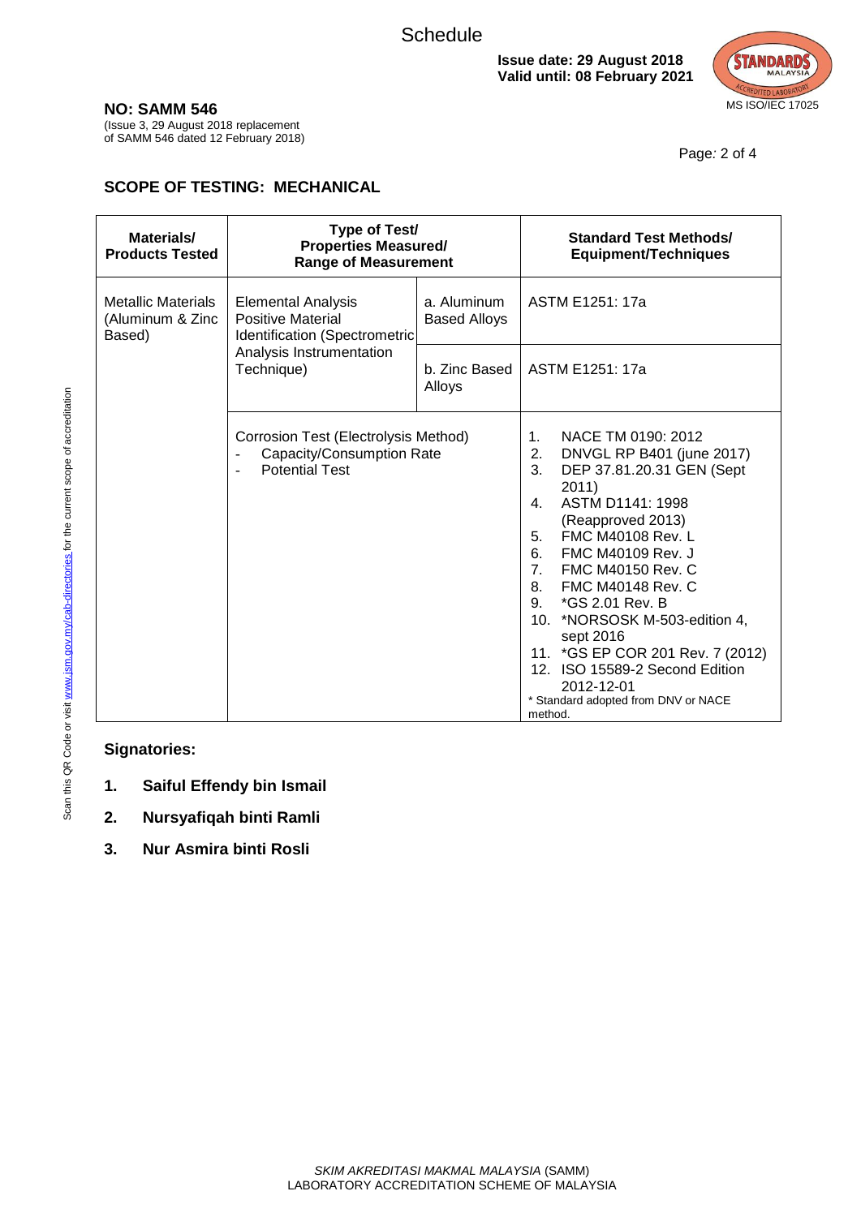Schedule

**Issue date: 29 August 2018**
**Valid until: 08 February 2021**

MS ISO/IEC 17025

**NO: SAMM 546**

(Issue 3, 29 August 2018 replacement of SAMM 546 dated 12 February 2018)

## SCOPE OF TESTING: MECHANICAL

| Materials/ Products Tested | Type of Test/ Properties Measured/ Range of Measurement | | Standard Test Methods/ Equipment/Techniques |
|---|---|---|---|
| Metallic Materials (Aluminum & Zinc Based) | Elemental Analysis Positive Material Identification (Spectrometric Analysis Instrumentation Technique) | a. Aluminum Based Alloys | ASTM E1251: 17a |
| | | b. Zinc Based Alloys | ASTM E1251: 17a |
| | Corrosion Test (Electrolysis Method)<br>- Capacity/Consumption Rate<br>- Potential Test | | 1. NACE TM 0190: 2012<br>2. DNVGL RP B401 (june 2017)<br>3. DEP 37.81.20.31 GEN (Sept 2011)<br>4. ASTM D1141: 1998 (Reapproved 2013)<br>5. FMC M40108 Rev. L<br>6. FMC M40109 Rev. J<br>7. FMC M40150 Rev. C<br>8. FMC M40148 Rev. C<br>9. *GS 2.01 Rev. B<br>10. *NORSOSK M-503-edition 4, sept 2016<br>11. *GS EP COR 201 Rev. 7 (2012)<br>12. ISO 15589-2 Second Edition 2012-12-01<br>* Standard adopted from DNV or NACE method. |

**Signatories:**

1. **Saiful Effendy bin Ismail**
2. **Nursyafiqah binti Ramli**
3. **Nur Asmira binti Rosli**

Scan this QR Code or visit www.jsm.gov.my/cab-directories for the current scope of accreditation

*SKIM AKREDITASI MAKMAL MALAYSIA* (SAMM)
LABORATORY ACCREDITATION SCHEME OF MALAYSIA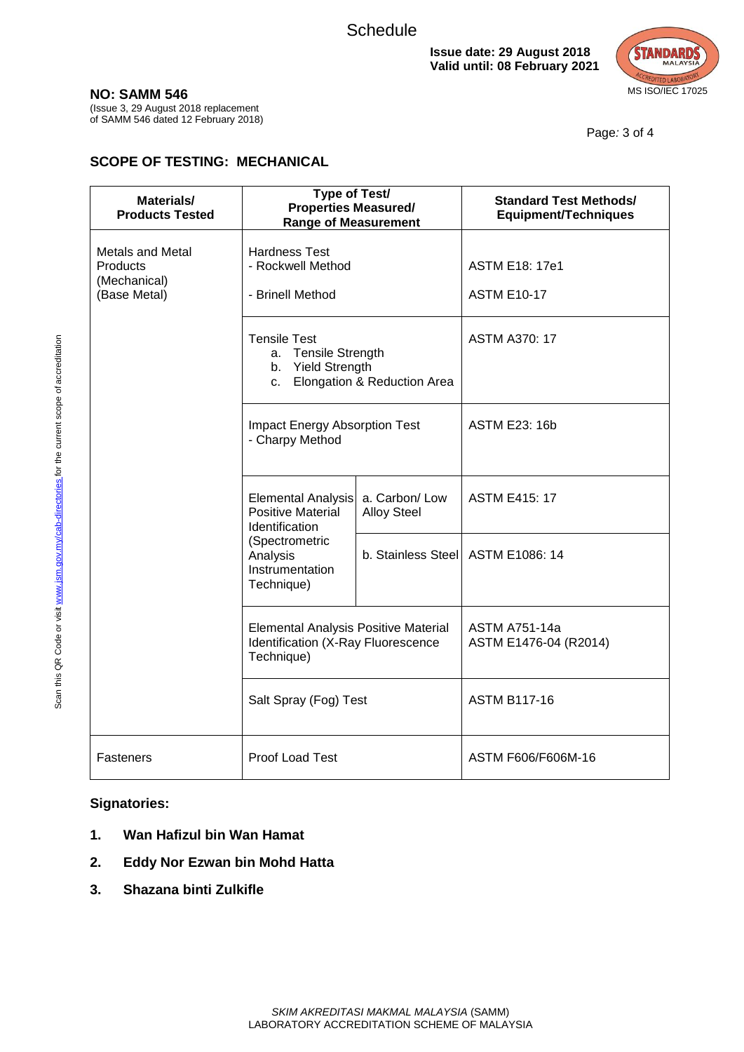Schedule

**Issue date: 29 August 2018**
**Valid until: 08 February 2021**

MS ISO/IEC 17025

**NO: SAMM 546**

(Issue 3, 29 August 2018 replacement of SAMM 546 dated 12 February 2018)

## SCOPE OF TESTING: MECHANICAL

| Materials/ Products Tested | Type of Test/ Properties Measured/ Range of Measurement | | Standard Test Methods/ Equipment/Techniques |
|---|---|---|---|
| Metals and Metal Products (Mechanical) (Base Metal) | Hardness Test<br>- Rockwell Method<br><br>- Brinell Method | | ASTM E18: 17e1<br><br>ASTM E10-17 |
| | Tensile Test<br>a. Tensile Strength<br>b. Yield Strength<br>c. Elongation & Reduction Area | | ASTM A370: 17 |
| | Impact Energy Absorption Test<br>- Charpy Method | | ASTM E23: 16b |
| | Elemental Analysis Positive Material Identification (Spectrometric Analysis Instrumentation Technique) | a. Carbon/ Low Alloy Steel | ASTM E415: 17 |
| | | b. Stainless Steel | ASTM E1086: 14 |
| | Elemental Analysis Positive Material Identification (X-Ray Fluorescence Technique) | | ASTM A751-14a<br>ASTM E1476-04 (R2014) |
| | Salt Spray (Fog) Test | | ASTM B117-16 |
| Fasteners | Proof Load Test | | ASTM F606/F606M-16 |

**Signatories:**

1. **Wan Hafizul bin Wan Hamat**
2. **Eddy Nor Ezwan bin Mohd Hatta**
3. **Shazana binti Zulkifle**

Scan this QR Code or visit www.jsm.gov.my/cab-directories for the current scope of accreditation

*SKIM AKREDITASI MAKMAL MALAYSIA* (SAMM)
LABORATORY ACCREDITATION SCHEME OF MALAYSIA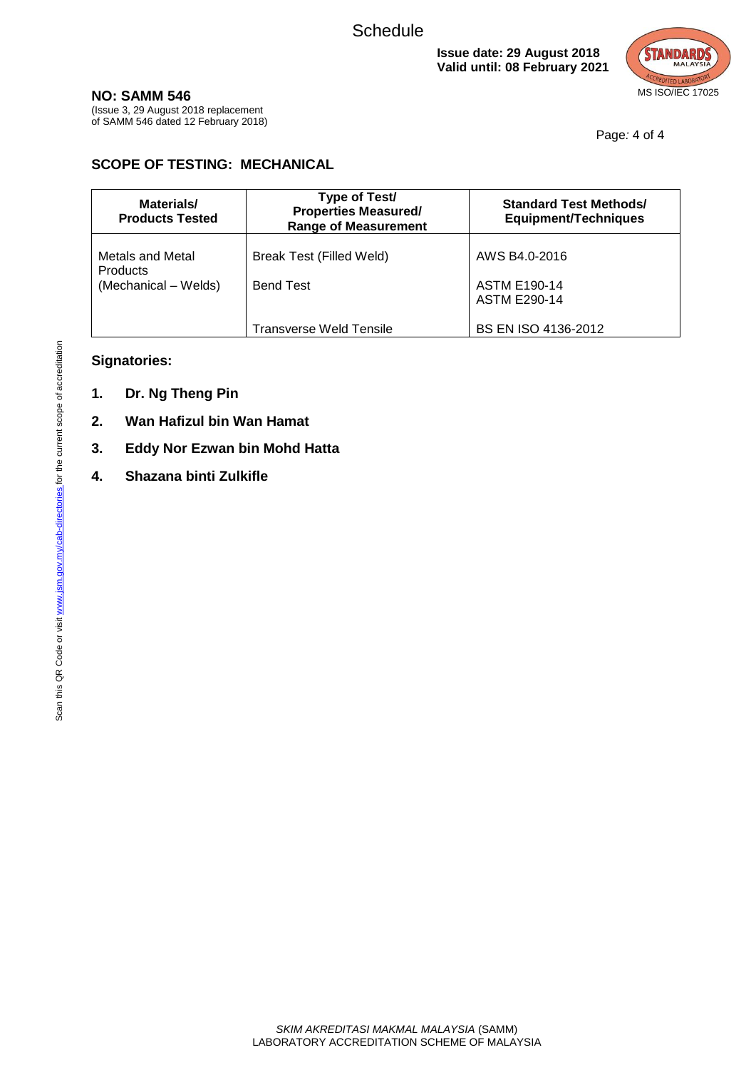Schedule

**Issue date: 29 August 2018**
**Valid until: 08 February 2021**

MS ISO/IEC 17025

**NO: SAMM 546**

(Issue 3, 29 August 2018 replacement of SAMM 546 dated 12 February 2018)

## SCOPE OF TESTING: MECHANICAL

| Materials/ Products Tested | Type of Test/ Properties Measured/ Range of Measurement | Standard Test Methods/ Equipment/Techniques |
|---|---|---|
| Metals and Metal Products (Mechanical – Welds) | Break Test (Filled Weld) | AWS B4.0-2016 |
| | Bend Test | ASTM E190-14<br>ASTM E290-14 |
| | Transverse Weld Tensile | BS EN ISO 4136-2012 |

**Signatories:**

1. **Dr. Ng Theng Pin**
2. **Wan Hafizul bin Wan Hamat**
3. **Eddy Nor Ezwan bin Mohd Hatta**
4. **Shazana binti Zulkifle**

Scan this QR Code or visit www.jsm.gov.my/cab-directories for the current scope of accreditation

*SKIM AKREDITASI MAKMAL MALAYSIA* (SAMM)
LABORATORY ACCREDITATION SCHEME OF MALAYSIA